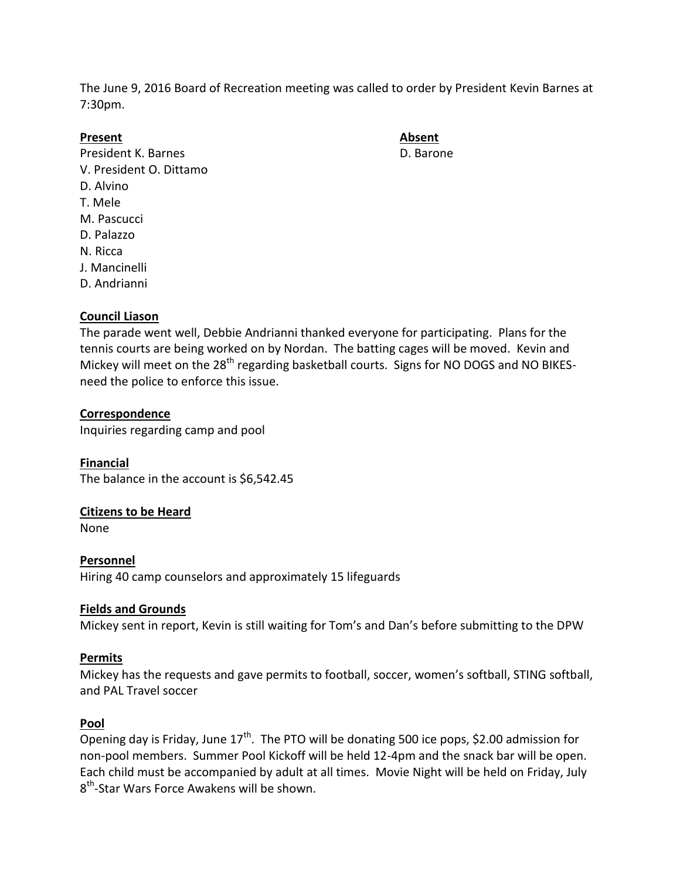The June 9, 2016 Board of Recreation meeting was called to order by President Kevin Barnes at 7:30pm.

**Present**

President K. Barnes
V. President O. Dittamo
D. Alvino
T. Mele
M. Pascucci
D. Palazzo
N. Ricca
J. Mancinelli
D. Andrianni

**Absent**

D. Barone

**Council Liason**

The parade went well, Debbie Andrianni thanked everyone for participating. Plans for the tennis courts are being worked on by Nordan. The batting cages will be moved. Kevin and Mickey will meet on the 28th regarding basketball courts. Signs for NO DOGS and NO BIKES- need the police to enforce this issue.

**Correspondence**

Inquiries regarding camp and pool

**Financial**

The balance in the account is $6,542.45

**Citizens to be Heard**

None

**Personnel**

Hiring 40 camp counselors and approximately 15 lifeguards

**Fields and Grounds**

Mickey sent in report, Kevin is still waiting for Tom's and Dan's before submitting to the DPW

**Permits**

Mickey has the requests and gave permits to football, soccer, women's softball, STING softball, and PAL Travel soccer

**Pool**

Opening day is Friday, June 17th. The PTO will be donating 500 ice pops, $2.00 admission for non-pool members. Summer Pool Kickoff will be held 12-4pm and the snack bar will be open. Each child must be accompanied by adult at all times. Movie Night will be held on Friday, July 8th-Star Wars Force Awakens will be shown.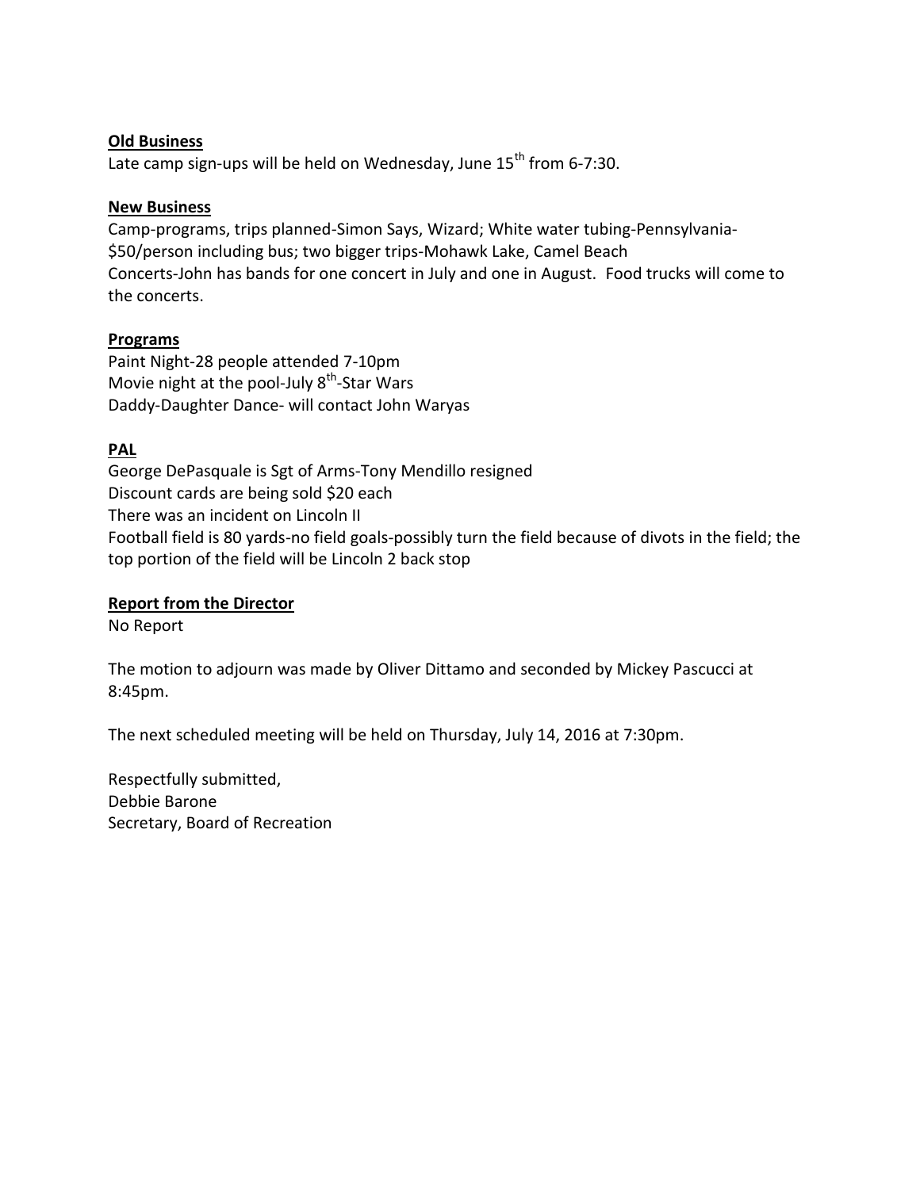**Old Business**
Late camp sign-ups will be held on Wednesday, June 15th from 6-7:30.

**New Business**
Camp-programs, trips planned-Simon Says, Wizard; White water tubing-Pennsylvania-$50/person including bus; two bigger trips-Mohawk Lake, Camel Beach
Concerts-John has bands for one concert in July and one in August. Food trucks will come to the concerts.

**Programs**
Paint Night-28 people attended 7-10pm
Movie night at the pool-July 8th-Star Wars
Daddy-Daughter Dance- will contact John Waryas

**PAL**
George DePasquale is Sgt of Arms-Tony Mendillo resigned
Discount cards are being sold $20 each
There was an incident on Lincoln II
Football field is 80 yards-no field goals-possibly turn the field because of divots in the field; the top portion of the field will be Lincoln 2 back stop

**Report from the Director**
No Report

The motion to adjourn was made by Oliver Dittamo and seconded by Mickey Pascucci at 8:45pm.

The next scheduled meeting will be held on Thursday, July 14, 2016 at 7:30pm.

Respectfully submitted,
Debbie Barone
Secretary, Board of Recreation